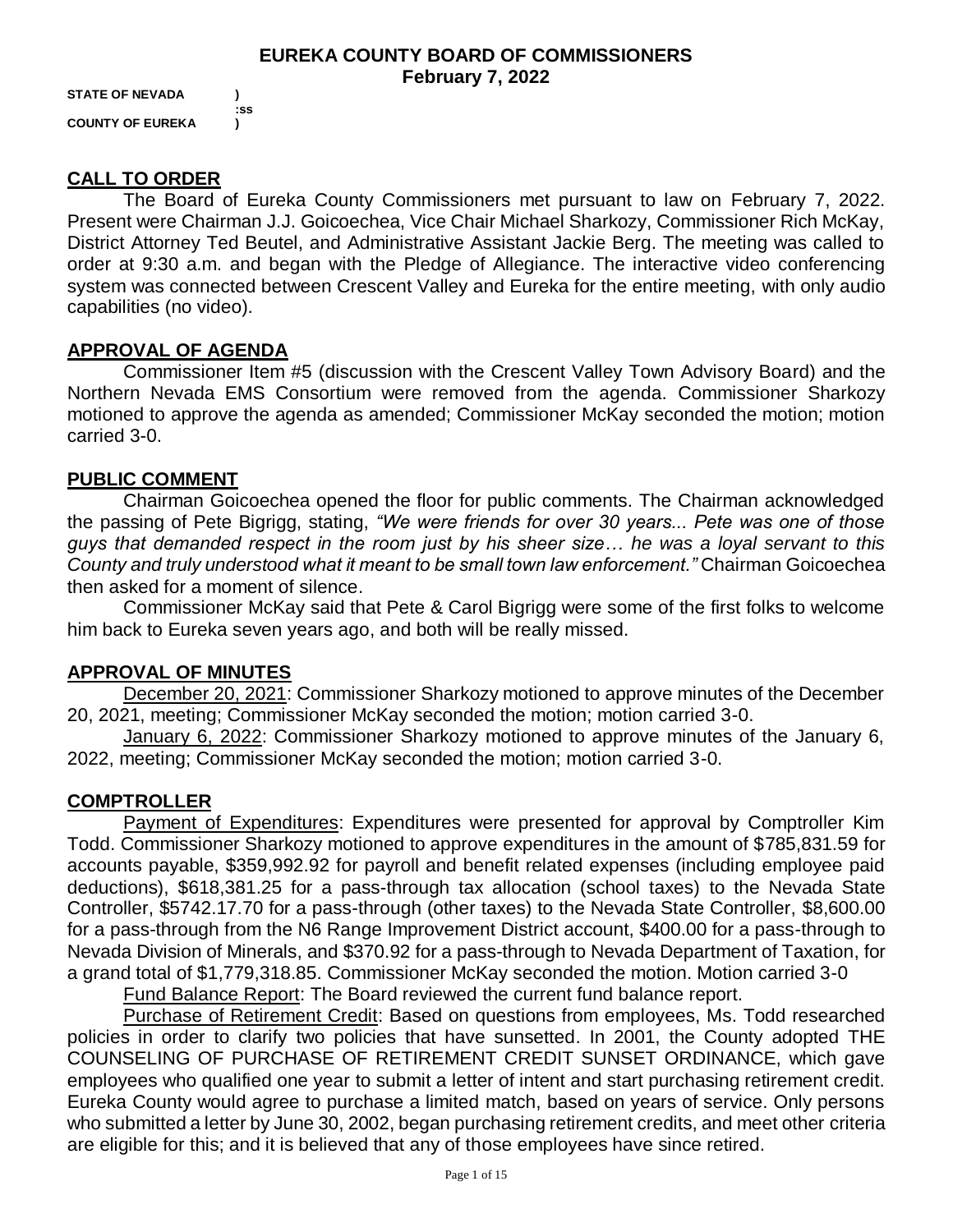# EUREKA COUNTY BOARD OF COMMISSIONERS
## February 7, 2022

**STATE OF NEVADA )**
**:ss**
**COUNTY OF EUREKA )**

## CALL TO ORDER

The Board of Eureka County Commissioners met pursuant to law on February 7, 2022. Present were Chairman J.J. Goicoechea, Vice Chair Michael Sharkozy, Commissioner Rich McKay, District Attorney Ted Beutel, and Administrative Assistant Jackie Berg. The meeting was called to order at 9:30 a.m. and began with the Pledge of Allegiance. The interactive video conferencing system was connected between Crescent Valley and Eureka for the entire meeting, with only audio capabilities (no video).

## APPROVAL OF AGENDA

Commissioner Item #5 (discussion with the Crescent Valley Town Advisory Board) and the Northern Nevada EMS Consortium were removed from the agenda. Commissioner Sharkozy motioned to approve the agenda as amended; Commissioner McKay seconded the motion; motion carried 3-0.

## PUBLIC COMMENT

Chairman Goicoechea opened the floor for public comments. The Chairman acknowledged the passing of Pete Bigrigg, stating, *"We were friends for over 30 years... Pete was one of those guys that demanded respect in the room just by his sheer size… he was a loyal servant to this County and truly understood what it meant to be small town law enforcement."* Chairman Goicoechea then asked for a moment of silence.

Commissioner McKay said that Pete & Carol Bigrigg were some of the first folks to welcome him back to Eureka seven years ago, and both will be really missed.

## APPROVAL OF MINUTES

December 20, 2021: Commissioner Sharkozy motioned to approve minutes of the December 20, 2021, meeting; Commissioner McKay seconded the motion; motion carried 3-0.

January 6, 2022: Commissioner Sharkozy motioned to approve minutes of the January 6, 2022, meeting; Commissioner McKay seconded the motion; motion carried 3-0.

## COMPTROLLER

Payment of Expenditures: Expenditures were presented for approval by Comptroller Kim Todd. Commissioner Sharkozy motioned to approve expenditures in the amount of $785,831.59 for accounts payable, $359,992.92 for payroll and benefit related expenses (including employee paid deductions), $618,381.25 for a pass-through tax allocation (school taxes) to the Nevada State Controller, $5742.17.70 for a pass-through (other taxes) to the Nevada State Controller, $8,600.00 for a pass-through from the N6 Range Improvement District account, $400.00 for a pass-through to Nevada Division of Minerals, and $370.92 for a pass-through to Nevada Department of Taxation, for a grand total of $1,779,318.85. Commissioner McKay seconded the motion. Motion carried 3-0

Fund Balance Report: The Board reviewed the current fund balance report.

Purchase of Retirement Credit: Based on questions from employees, Ms. Todd researched policies in order to clarify two policies that have sunsetted. In 2001, the County adopted THE COUNSELING OF PURCHASE OF RETIREMENT CREDIT SUNSET ORDINANCE, which gave employees who qualified one year to submit a letter of intent and start purchasing retirement credit. Eureka County would agree to purchase a limited match, based on years of service. Only persons who submitted a letter by June 30, 2002, began purchasing retirement credits, and meet other criteria are eligible for this; and it is believed that any of those employees have since retired.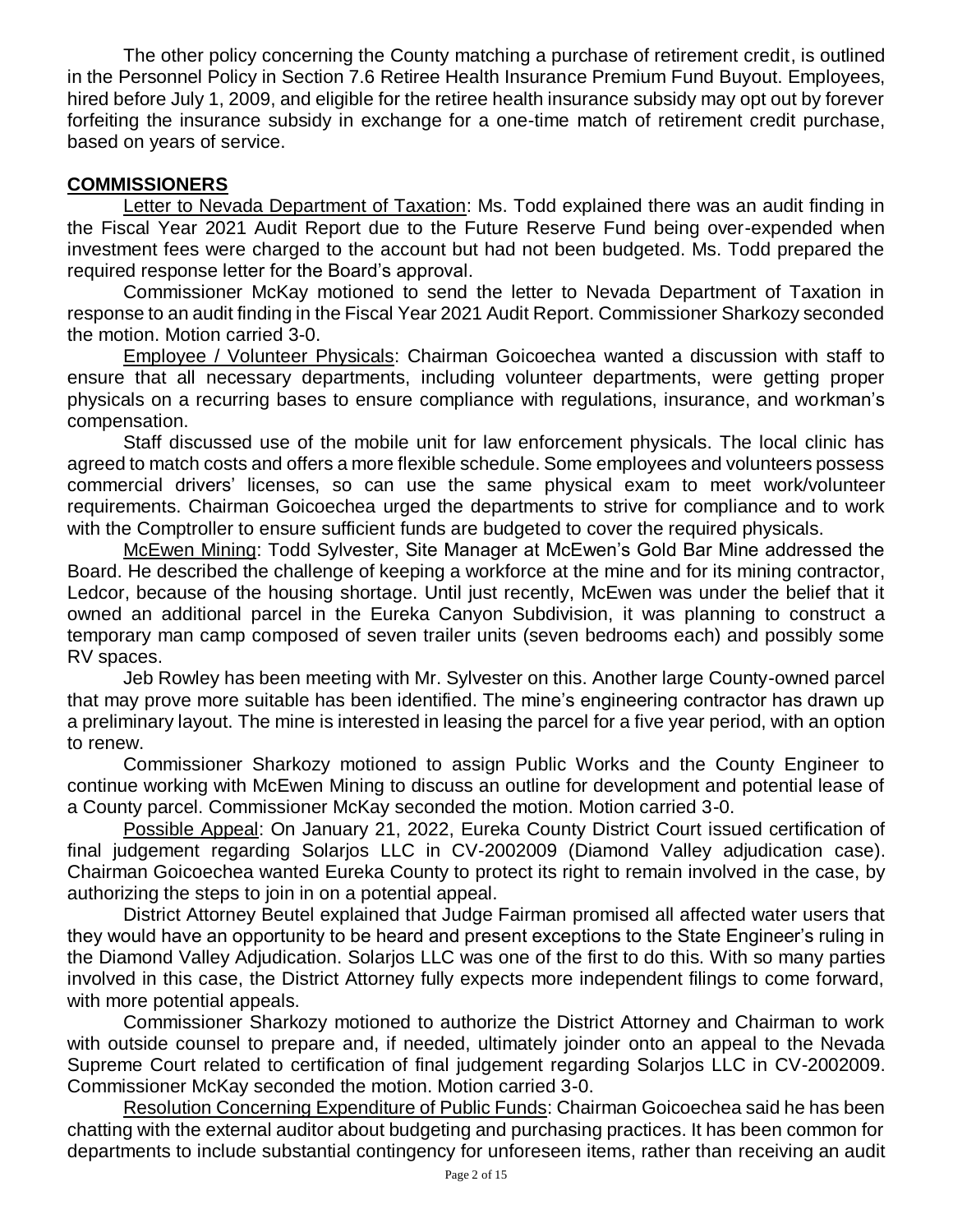The other policy concerning the County matching a purchase of retirement credit, is outlined in the Personnel Policy in Section 7.6 Retiree Health Insurance Premium Fund Buyout. Employees, hired before July 1, 2009, and eligible for the retiree health insurance subsidy may opt out by forever forfeiting the insurance subsidy in exchange for a one-time match of retirement credit purchase, based on years of service.

## COMMISSIONERS

Letter to Nevada Department of Taxation: Ms. Todd explained there was an audit finding in the Fiscal Year 2021 Audit Report due to the Future Reserve Fund being over-expended when investment fees were charged to the account but had not been budgeted. Ms. Todd prepared the required response letter for the Board's approval.

Commissioner McKay motioned to send the letter to Nevada Department of Taxation in response to an audit finding in the Fiscal Year 2021 Audit Report. Commissioner Sharkozy seconded the motion. Motion carried 3-0.

Employee / Volunteer Physicals: Chairman Goicoechea wanted a discussion with staff to ensure that all necessary departments, including volunteer departments, were getting proper physicals on a recurring bases to ensure compliance with regulations, insurance, and workman's compensation.

Staff discussed use of the mobile unit for law enforcement physicals. The local clinic has agreed to match costs and offers a more flexible schedule. Some employees and volunteers possess commercial drivers' licenses, so can use the same physical exam to meet work/volunteer requirements. Chairman Goicoechea urged the departments to strive for compliance and to work with the Comptroller to ensure sufficient funds are budgeted to cover the required physicals.

McEwen Mining: Todd Sylvester, Site Manager at McEwen's Gold Bar Mine addressed the Board. He described the challenge of keeping a workforce at the mine and for its mining contractor, Ledcor, because of the housing shortage. Until just recently, McEwen was under the belief that it owned an additional parcel in the Eureka Canyon Subdivision, it was planning to construct a temporary man camp composed of seven trailer units (seven bedrooms each) and possibly some RV spaces.

Jeb Rowley has been meeting with Mr. Sylvester on this. Another large County-owned parcel that may prove more suitable has been identified. The mine's engineering contractor has drawn up a preliminary layout. The mine is interested in leasing the parcel for a five year period, with an option to renew.

Commissioner Sharkozy motioned to assign Public Works and the County Engineer to continue working with McEwen Mining to discuss an outline for development and potential lease of a County parcel. Commissioner McKay seconded the motion. Motion carried 3-0.

Possible Appeal: On January 21, 2022, Eureka County District Court issued certification of final judgement regarding Solarjos LLC in CV-2002009 (Diamond Valley adjudication case). Chairman Goicoechea wanted Eureka County to protect its right to remain involved in the case, by authorizing the steps to join in on a potential appeal.

District Attorney Beutel explained that Judge Fairman promised all affected water users that they would have an opportunity to be heard and present exceptions to the State Engineer's ruling in the Diamond Valley Adjudication. Solarjos LLC was one of the first to do this. With so many parties involved in this case, the District Attorney fully expects more independent filings to come forward, with more potential appeals.

Commissioner Sharkozy motioned to authorize the District Attorney and Chairman to work with outside counsel to prepare and, if needed, ultimately joinder onto an appeal to the Nevada Supreme Court related to certification of final judgement regarding Solarjos LLC in CV-2002009. Commissioner McKay seconded the motion. Motion carried 3-0.

Resolution Concerning Expenditure of Public Funds: Chairman Goicoechea said he has been chatting with the external auditor about budgeting and purchasing practices. It has been common for departments to include substantial contingency for unforeseen items, rather than receiving an audit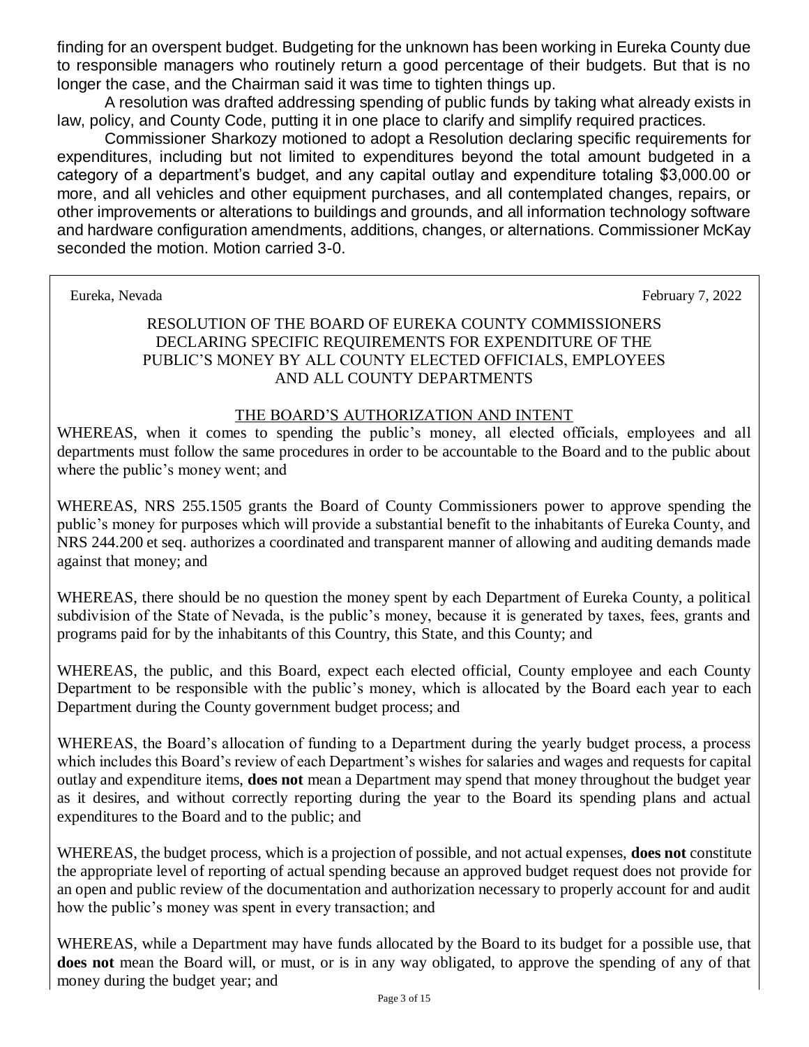finding for an overspent budget. Budgeting for the unknown has been working in Eureka County due to responsible managers who routinely return a good percentage of their budgets. But that is no longer the case, and the Chairman said it was time to tighten things up.

A resolution was drafted addressing spending of public funds by taking what already exists in law, policy, and County Code, putting it in one place to clarify and simplify required practices.

Commissioner Sharkozy motioned to adopt a Resolution declaring specific requirements for expenditures, including but not limited to expenditures beyond the total amount budgeted in a category of a department's budget, and any capital outlay and expenditure totaling $3,000.00 or more, and all vehicles and other equipment purchases, and all contemplated changes, repairs, or other improvements or alterations to buildings and grounds, and all information technology software and hardware configuration amendments, additions, changes, or alternations. Commissioner McKay seconded the motion. Motion carried 3-0.

Eureka, Nevada February 7, 2022

RESOLUTION OF THE BOARD OF EUREKA COUNTY COMMISSIONERS DECLARING SPECIFIC REQUIREMENTS FOR EXPENDITURE OF THE PUBLIC'S MONEY BY ALL COUNTY ELECTED OFFICIALS, EMPLOYEES AND ALL COUNTY DEPARTMENTS

THE BOARD'S AUTHORIZATION AND INTENT

WHEREAS, when it comes to spending the public's money, all elected officials, employees and all departments must follow the same procedures in order to be accountable to the Board and to the public about where the public's money went; and

WHEREAS, NRS 255.1505 grants the Board of County Commissioners power to approve spending the public's money for purposes which will provide a substantial benefit to the inhabitants of Eureka County, and NRS 244.200 et seq. authorizes a coordinated and transparent manner of allowing and auditing demands made against that money; and

WHEREAS, there should be no question the money spent by each Department of Eureka County, a political subdivision of the State of Nevada, is the public's money, because it is generated by taxes, fees, grants and programs paid for by the inhabitants of this Country, this State, and this County; and

WHEREAS, the public, and this Board, expect each elected official, County employee and each County Department to be responsible with the public's money, which is allocated by the Board each year to each Department during the County government budget process; and

WHEREAS, the Board's allocation of funding to a Department during the yearly budget process, a process which includes this Board's review of each Department's wishes for salaries and wages and requests for capital outlay and expenditure items, **does not** mean a Department may spend that money throughout the budget year as it desires, and without correctly reporting during the year to the Board its spending plans and actual expenditures to the Board and to the public; and

WHEREAS, the budget process, which is a projection of possible, and not actual expenses, **does not** constitute the appropriate level of reporting of actual spending because an approved budget request does not provide for an open and public review of the documentation and authorization necessary to properly account for and audit how the public's money was spent in every transaction; and

WHEREAS, while a Department may have funds allocated by the Board to its budget for a possible use, that **does not** mean the Board will, or must, or is in any way obligated, to approve the spending of any of that money during the budget year; and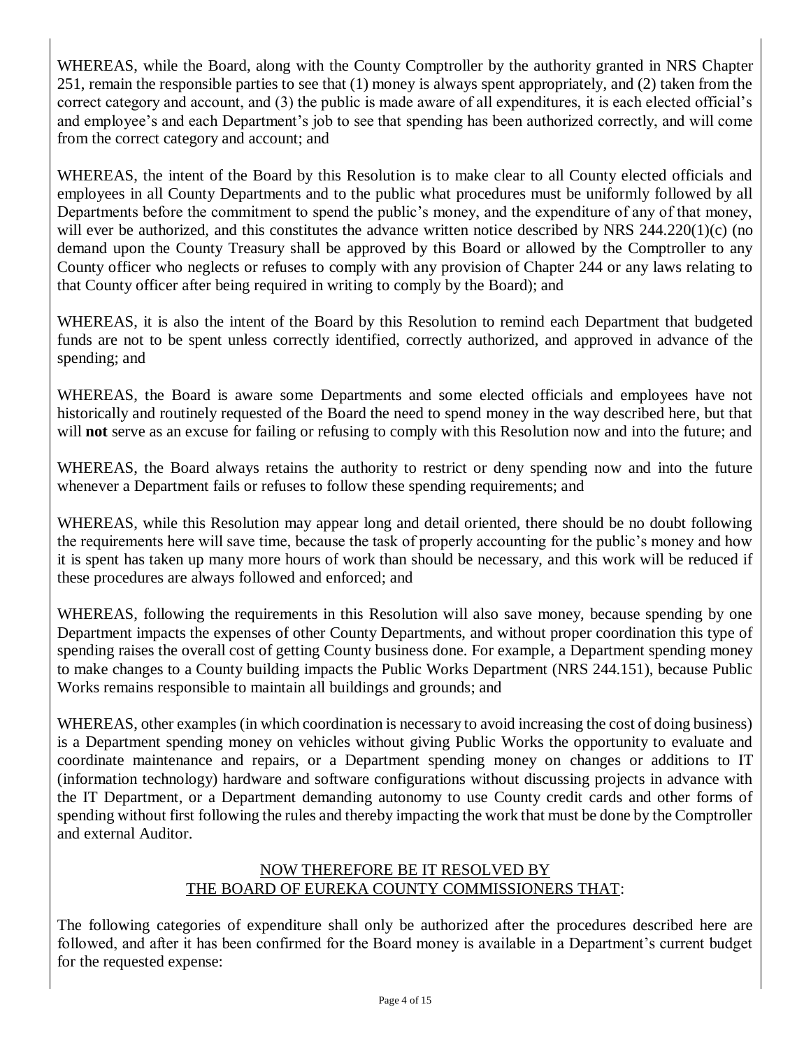WHEREAS, while the Board, along with the County Comptroller by the authority granted in NRS Chapter 251, remain the responsible parties to see that (1) money is always spent appropriately, and (2) taken from the correct category and account, and (3) the public is made aware of all expenditures, it is each elected official's and employee's and each Department's job to see that spending has been authorized correctly, and will come from the correct category and account; and

WHEREAS, the intent of the Board by this Resolution is to make clear to all County elected officials and employees in all County Departments and to the public what procedures must be uniformly followed by all Departments before the commitment to spend the public's money, and the expenditure of any of that money, will ever be authorized, and this constitutes the advance written notice described by NRS 244.220(1)(c) (no demand upon the County Treasury shall be approved by this Board or allowed by the Comptroller to any County officer who neglects or refuses to comply with any provision of Chapter 244 or any laws relating to that County officer after being required in writing to comply by the Board); and

WHEREAS, it is also the intent of the Board by this Resolution to remind each Department that budgeted funds are not to be spent unless correctly identified, correctly authorized, and approved in advance of the spending; and

WHEREAS, the Board is aware some Departments and some elected officials and employees have not historically and routinely requested of the Board the need to spend money in the way described here, but that will **not** serve as an excuse for failing or refusing to comply with this Resolution now and into the future; and

WHEREAS, the Board always retains the authority to restrict or deny spending now and into the future whenever a Department fails or refuses to follow these spending requirements; and

WHEREAS, while this Resolution may appear long and detail oriented, there should be no doubt following the requirements here will save time, because the task of properly accounting for the public's money and how it is spent has taken up many more hours of work than should be necessary, and this work will be reduced if these procedures are always followed and enforced; and

WHEREAS, following the requirements in this Resolution will also save money, because spending by one Department impacts the expenses of other County Departments, and without proper coordination this type of spending raises the overall cost of getting County business done. For example, a Department spending money to make changes to a County building impacts the Public Works Department (NRS 244.151), because Public Works remains responsible to maintain all buildings and grounds; and

WHEREAS, other examples (in which coordination is necessary to avoid increasing the cost of doing business) is a Department spending money on vehicles without giving Public Works the opportunity to evaluate and coordinate maintenance and repairs, or a Department spending money on changes or additions to IT (information technology) hardware and software configurations without discussing projects in advance with the IT Department, or a Department demanding autonomy to use County credit cards and other forms of spending without first following the rules and thereby impacting the work that must be done by the Comptroller and external Auditor.

NOW THEREFORE BE IT RESOLVED BY THE BOARD OF EUREKA COUNTY COMMISSIONERS THAT:

The following categories of expenditure shall only be authorized after the procedures described here are followed, and after it has been confirmed for the Board money is available in a Department's current budget for the requested expense: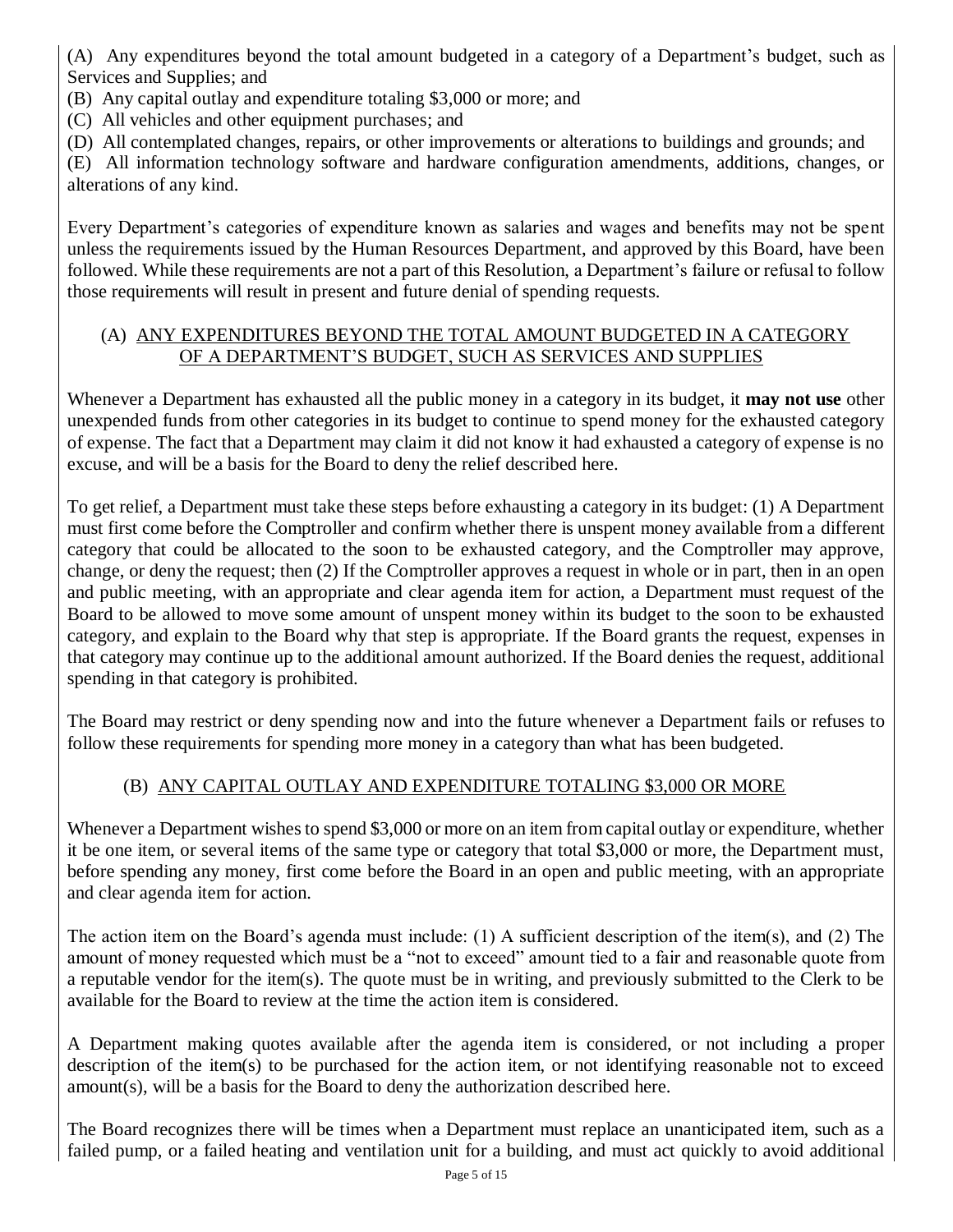(A) Any expenditures beyond the total amount budgeted in a category of a Department's budget, such as Services and Supplies; and

(B) Any capital outlay and expenditure totaling $3,000 or more; and

(C) All vehicles and other equipment purchases; and

(D) All contemplated changes, repairs, or other improvements or alterations to buildings and grounds; and

(E) All information technology software and hardware configuration amendments, additions, changes, or alterations of any kind.

Every Department's categories of expenditure known as salaries and wages and benefits may not be spent unless the requirements issued by the Human Resources Department, and approved by this Board, have been followed. While these requirements are not a part of this Resolution, a Department's failure or refusal to follow those requirements will result in present and future denial of spending requests.

## (A) ANY EXPENDITURES BEYOND THE TOTAL AMOUNT BUDGETED IN A CATEGORY OF A DEPARTMENT'S BUDGET, SUCH AS SERVICES AND SUPPLIES

Whenever a Department has exhausted all the public money in a category in its budget, it **may not use** other unexpended funds from other categories in its budget to continue to spend money for the exhausted category of expense. The fact that a Department may claim it did not know it had exhausted a category of expense is no excuse, and will be a basis for the Board to deny the relief described here.

To get relief, a Department must take these steps before exhausting a category in its budget: (1) A Department must first come before the Comptroller and confirm whether there is unspent money available from a different category that could be allocated to the soon to be exhausted category, and the Comptroller may approve, change, or deny the request; then (2) If the Comptroller approves a request in whole or in part, then in an open and public meeting, with an appropriate and clear agenda item for action, a Department must request of the Board to be allowed to move some amount of unspent money within its budget to the soon to be exhausted category, and explain to the Board why that step is appropriate. If the Board grants the request, expenses in that category may continue up to the additional amount authorized. If the Board denies the request, additional spending in that category is prohibited.

The Board may restrict or deny spending now and into the future whenever a Department fails or refuses to follow these requirements for spending more money in a category than what has been budgeted.

## (B) ANY CAPITAL OUTLAY AND EXPENDITURE TOTALING $3,000 OR MORE

Whenever a Department wishes to spend $3,000 or more on an item from capital outlay or expenditure, whether it be one item, or several items of the same type or category that total $3,000 or more, the Department must, before spending any money, first come before the Board in an open and public meeting, with an appropriate and clear agenda item for action.

The action item on the Board's agenda must include: (1) A sufficient description of the item(s), and (2) The amount of money requested which must be a "not to exceed" amount tied to a fair and reasonable quote from a reputable vendor for the item(s). The quote must be in writing, and previously submitted to the Clerk to be available for the Board to review at the time the action item is considered.

A Department making quotes available after the agenda item is considered, or not including a proper description of the item(s) to be purchased for the action item, or not identifying reasonable not to exceed amount(s), will be a basis for the Board to deny the authorization described here.

The Board recognizes there will be times when a Department must replace an unanticipated item, such as a failed pump, or a failed heating and ventilation unit for a building, and must act quickly to avoid additional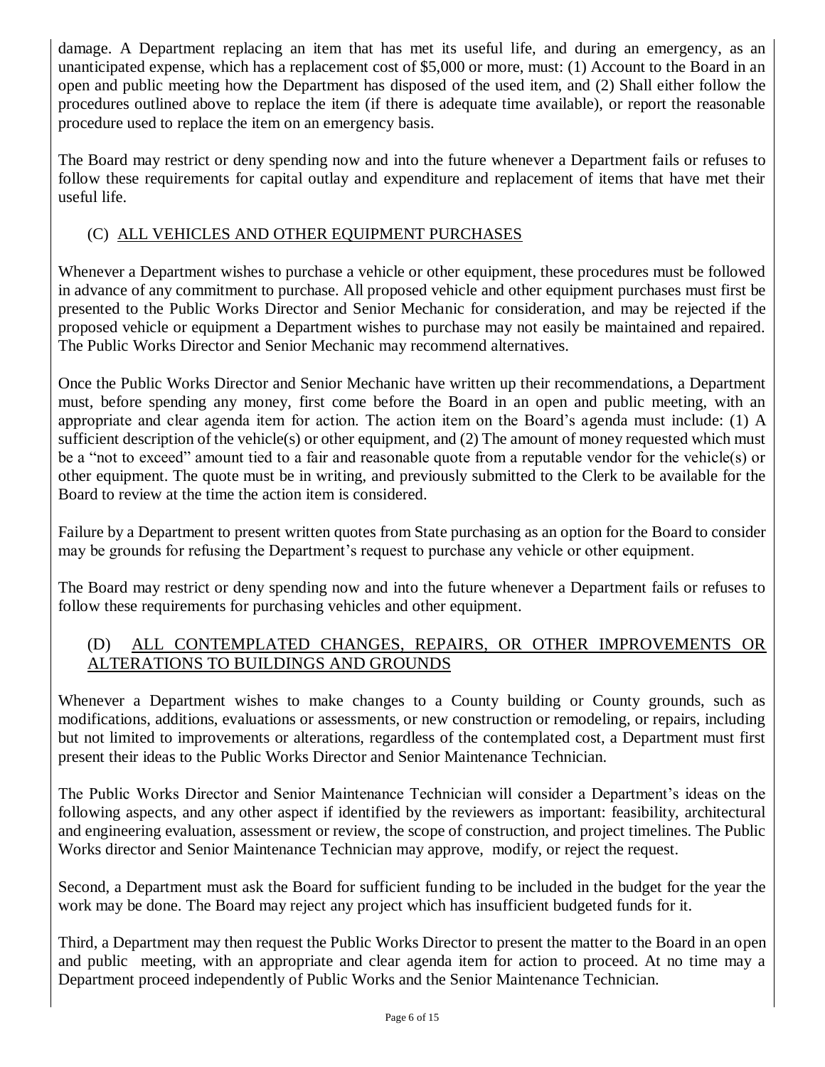damage. A Department replacing an item that has met its useful life, and during an emergency, as an unanticipated expense, which has a replacement cost of $5,000 or more, must: (1) Account to the Board in an open and public meeting how the Department has disposed of the used item, and (2) Shall either follow the procedures outlined above to replace the item (if there is adequate time available), or report the reasonable procedure used to replace the item on an emergency basis.

The Board may restrict or deny spending now and into the future whenever a Department fails or refuses to follow these requirements for capital outlay and expenditure and replacement of items that have met their useful life.

### (C) ALL VEHICLES AND OTHER EQUIPMENT PURCHASES

Whenever a Department wishes to purchase a vehicle or other equipment, these procedures must be followed in advance of any commitment to purchase. All proposed vehicle and other equipment purchases must first be presented to the Public Works Director and Senior Mechanic for consideration, and may be rejected if the proposed vehicle or equipment a Department wishes to purchase may not easily be maintained and repaired. The Public Works Director and Senior Mechanic may recommend alternatives.

Once the Public Works Director and Senior Mechanic have written up their recommendations, a Department must, before spending any money, first come before the Board in an open and public meeting, with an appropriate and clear agenda item for action. The action item on the Board's agenda must include: (1) A sufficient description of the vehicle(s) or other equipment, and (2) The amount of money requested which must be a "not to exceed" amount tied to a fair and reasonable quote from a reputable vendor for the vehicle(s) or other equipment. The quote must be in writing, and previously submitted to the Clerk to be available for the Board to review at the time the action item is considered.

Failure by a Department to present written quotes from State purchasing as an option for the Board to consider may be grounds for refusing the Department's request to purchase any vehicle or other equipment.

The Board may restrict or deny spending now and into the future whenever a Department fails or refuses to follow these requirements for purchasing vehicles and other equipment.

### (D) ALL CONTEMPLATED CHANGES, REPAIRS, OR OTHER IMPROVEMENTS OR ALTERATIONS TO BUILDINGS AND GROUNDS

Whenever a Department wishes to make changes to a County building or County grounds, such as modifications, additions, evaluations or assessments, or new construction or remodeling, or repairs, including but not limited to improvements or alterations, regardless of the contemplated cost, a Department must first present their ideas to the Public Works Director and Senior Maintenance Technician.

The Public Works Director and Senior Maintenance Technician will consider a Department's ideas on the following aspects, and any other aspect if identified by the reviewers as important: feasibility, architectural and engineering evaluation, assessment or review, the scope of construction, and project timelines. The Public Works director and Senior Maintenance Technician may approve, modify, or reject the request.

Second, a Department must ask the Board for sufficient funding to be included in the budget for the year the work may be done. The Board may reject any project which has insufficient budgeted funds for it.

Third, a Department may then request the Public Works Director to present the matter to the Board in an open and public meeting, with an appropriate and clear agenda item for action to proceed. At no time may a Department proceed independently of Public Works and the Senior Maintenance Technician.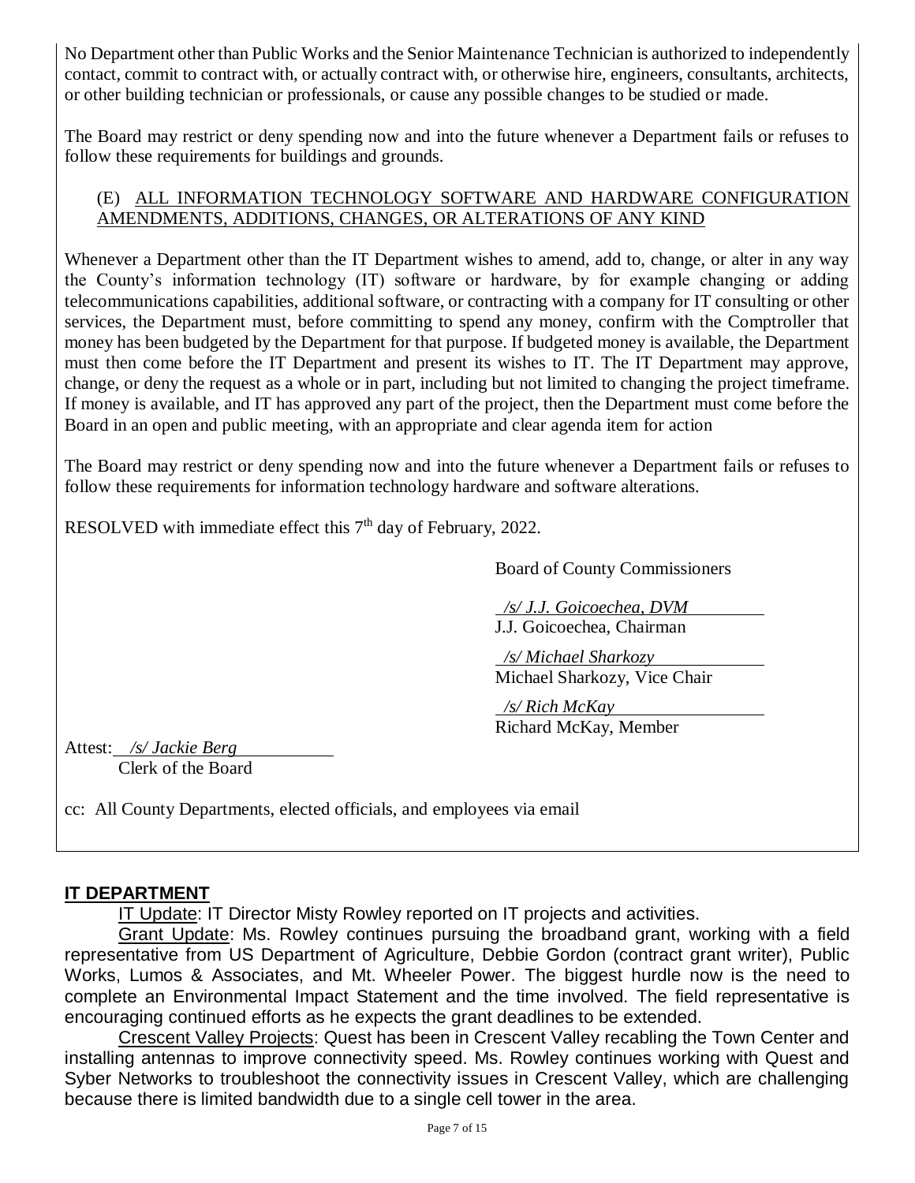No Department other than Public Works and the Senior Maintenance Technician is authorized to independently contact, commit to contract with, or actually contract with, or otherwise hire, engineers, consultants, architects, or other building technician or professionals, or cause any possible changes to be studied or made.

The Board may restrict or deny spending now and into the future whenever a Department fails or refuses to follow these requirements for buildings and grounds.

(E) ALL INFORMATION TECHNOLOGY SOFTWARE AND HARDWARE CONFIGURATION AMENDMENTS, ADDITIONS, CHANGES, OR ALTERATIONS OF ANY KIND

Whenever a Department other than the IT Department wishes to amend, add to, change, or alter in any way the County's information technology (IT) software or hardware, by for example changing or adding telecommunications capabilities, additional software, or contracting with a company for IT consulting or other services, the Department must, before committing to spend any money, confirm with the Comptroller that money has been budgeted by the Department for that purpose. If budgeted money is available, the Department must then come before the IT Department and present its wishes to IT. The IT Department may approve, change, or deny the request as a whole or in part, including but not limited to changing the project timeframe. If money is available, and IT has approved any part of the project, then the Department must come before the Board in an open and public meeting, with an appropriate and clear agenda item for action

The Board may restrict or deny spending now and into the future whenever a Department fails or refuses to follow these requirements for information technology hardware and software alterations.

RESOLVED with immediate effect this 7th day of February, 2022.

Board of County Commissioners

*/s/ J.J. Goicoechea, DVM*
J.J. Goicoechea, Chairman

*/s/ Michael Sharkozy*
Michael Sharkozy, Vice Chair

*/s/ Rich McKay*
Richard McKay, Member

Attest: */s/ Jackie Berg*
Clerk of the Board

cc: All County Departments, elected officials, and employees via email

## IT DEPARTMENT

IT Update: IT Director Misty Rowley reported on IT projects and activities.

Grant Update: Ms. Rowley continues pursuing the broadband grant, working with a field representative from US Department of Agriculture, Debbie Gordon (contract grant writer), Public Works, Lumos & Associates, and Mt. Wheeler Power. The biggest hurdle now is the need to complete an Environmental Impact Statement and the time involved. The field representative is encouraging continued efforts as he expects the grant deadlines to be extended.

Crescent Valley Projects: Quest has been in Crescent Valley recabling the Town Center and installing antennas to improve connectivity speed. Ms. Rowley continues working with Quest and Syber Networks to troubleshoot the connectivity issues in Crescent Valley, which are challenging because there is limited bandwidth due to a single cell tower in the area.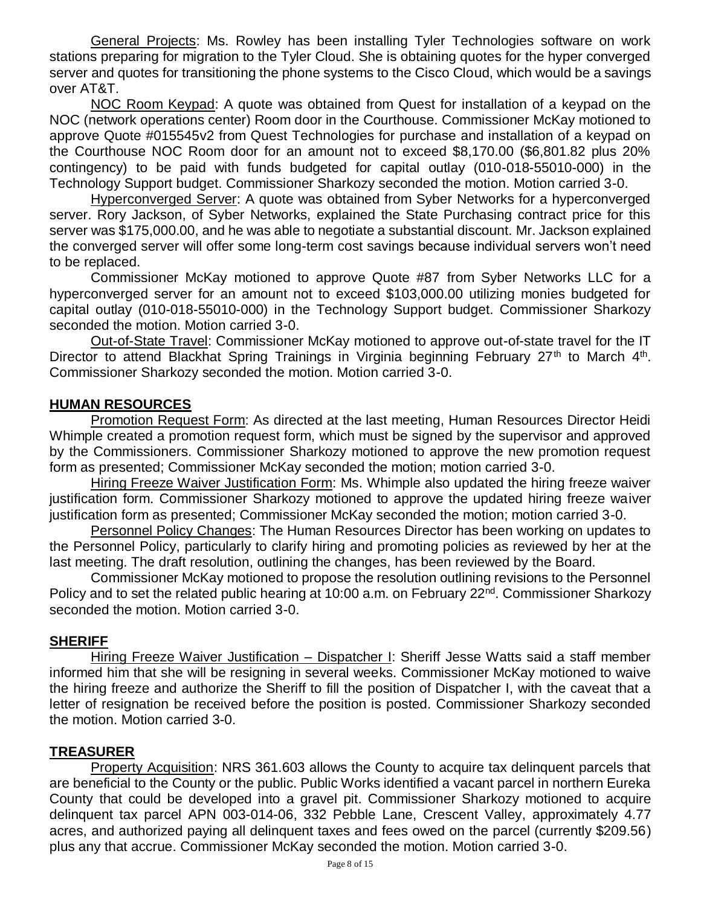<u>General Projects</u>: Ms. Rowley has been installing Tyler Technologies software on work stations preparing for migration to the Tyler Cloud. She is obtaining quotes for the hyper converged server and quotes for transitioning the phone systems to the Cisco Cloud, which would be a savings over AT&T.

<u>NOC Room Keypad</u>: A quote was obtained from Quest for installation of a keypad on the NOC (network operations center) Room door in the Courthouse. Commissioner McKay motioned to approve Quote #015545v2 from Quest Technologies for purchase and installation of a keypad on the Courthouse NOC Room door for an amount not to exceed $8,170.00 ($6,801.82 plus 20% contingency) to be paid with funds budgeted for capital outlay (010-018-55010-000) in the Technology Support budget. Commissioner Sharkozy seconded the motion. Motion carried 3-0.

<u>Hyperconverged Server</u>: A quote was obtained from Syber Networks for a hyperconverged server. Rory Jackson, of Syber Networks, explained the State Purchasing contract price for this server was $175,000.00, and he was able to negotiate a substantial discount. Mr. Jackson explained the converged server will offer some long-term cost savings because individual servers won't need to be replaced.

Commissioner McKay motioned to approve Quote #87 from Syber Networks LLC for a hyperconverged server for an amount not to exceed $103,000.00 utilizing monies budgeted for capital outlay (010-018-55010-000) in the Technology Support budget. Commissioner Sharkozy seconded the motion. Motion carried 3-0.

<u>Out-of-State Travel</u>: Commissioner McKay motioned to approve out-of-state travel for the IT Director to attend Blackhat Spring Trainings in Virginia beginning February 27th to March 4th. Commissioner Sharkozy seconded the motion. Motion carried 3-0.

## HUMAN RESOURCES

<u>Promotion Request Form</u>: As directed at the last meeting, Human Resources Director Heidi Whimple created a promotion request form, which must be signed by the supervisor and approved by the Commissioners. Commissioner Sharkozy motioned to approve the new promotion request form as presented; Commissioner McKay seconded the motion; motion carried 3-0.

<u>Hiring Freeze Waiver Justification Form</u>: Ms. Whimple also updated the hiring freeze waiver justification form. Commissioner Sharkozy motioned to approve the updated hiring freeze waiver justification form as presented; Commissioner McKay seconded the motion; motion carried 3-0.

<u>Personnel Policy Changes</u>: The Human Resources Director has been working on updates to the Personnel Policy, particularly to clarify hiring and promoting policies as reviewed by her at the last meeting. The draft resolution, outlining the changes, has been reviewed by the Board.

Commissioner McKay motioned to propose the resolution outlining revisions to the Personnel Policy and to set the related public hearing at 10:00 a.m. on February 22nd. Commissioner Sharkozy seconded the motion. Motion carried 3-0.

## SHERIFF

<u>Hiring Freeze Waiver Justification – Dispatcher I</u>: Sheriff Jesse Watts said a staff member informed him that she will be resigning in several weeks. Commissioner McKay motioned to waive the hiring freeze and authorize the Sheriff to fill the position of Dispatcher I, with the caveat that a letter of resignation be received before the position is posted. Commissioner Sharkozy seconded the motion. Motion carried 3-0.

## TREASURER

<u>Property Acquisition</u>: NRS 361.603 allows the County to acquire tax delinquent parcels that are beneficial to the County or the public. Public Works identified a vacant parcel in northern Eureka County that could be developed into a gravel pit. Commissioner Sharkozy motioned to acquire delinquent tax parcel APN 003-014-06, 332 Pebble Lane, Crescent Valley, approximately 4.77 acres, and authorized paying all delinquent taxes and fees owed on the parcel (currently $209.56) plus any that accrue. Commissioner McKay seconded the motion. Motion carried 3-0.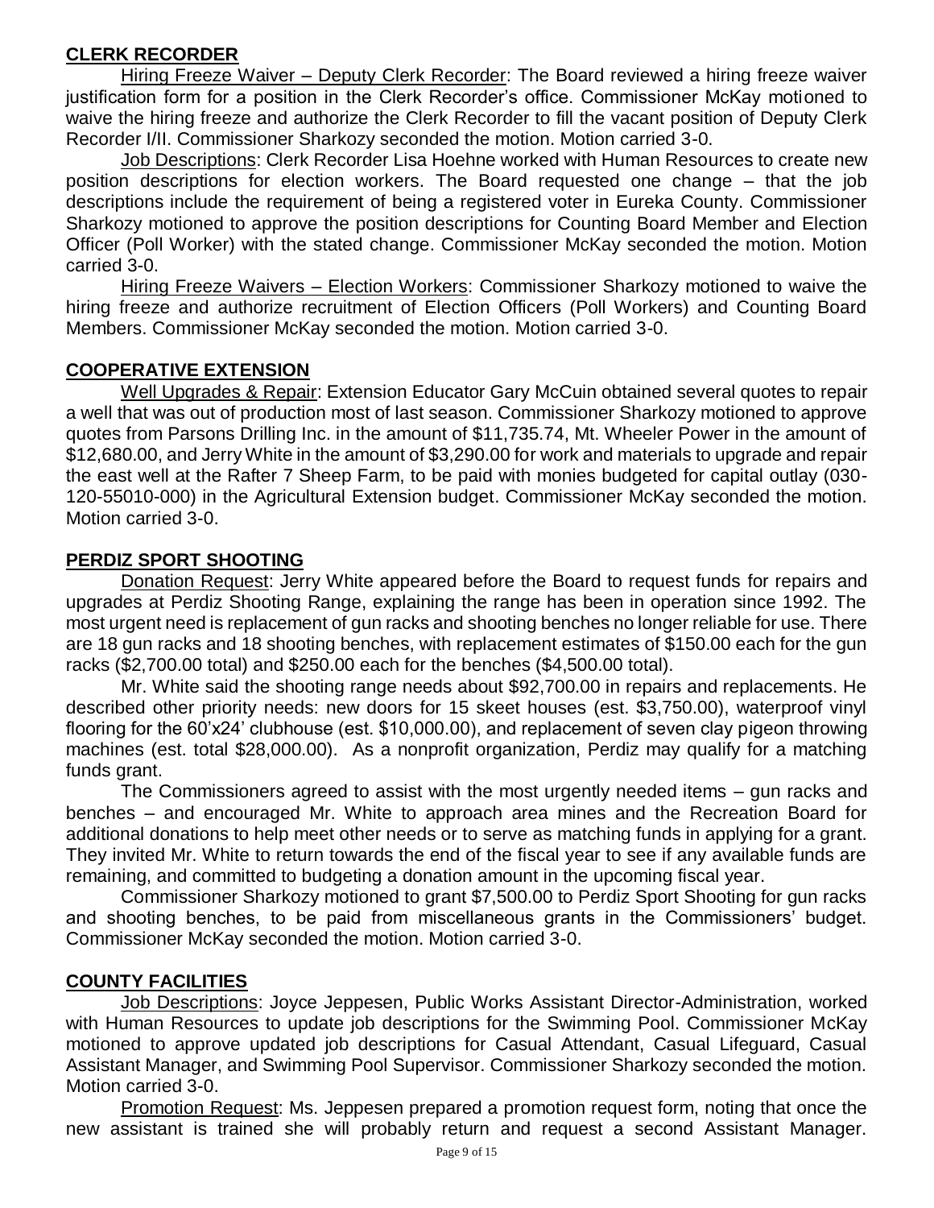## CLERK RECORDER

Hiring Freeze Waiver – Deputy Clerk Recorder: The Board reviewed a hiring freeze waiver justification form for a position in the Clerk Recorder's office. Commissioner McKay motioned to waive the hiring freeze and authorize the Clerk Recorder to fill the vacant position of Deputy Clerk Recorder I/II. Commissioner Sharkozy seconded the motion. Motion carried 3-0.

Job Descriptions: Clerk Recorder Lisa Hoehne worked with Human Resources to create new position descriptions for election workers. The Board requested one change – that the job descriptions include the requirement of being a registered voter in Eureka County. Commissioner Sharkozy motioned to approve the position descriptions for Counting Board Member and Election Officer (Poll Worker) with the stated change. Commissioner McKay seconded the motion. Motion carried 3-0.

Hiring Freeze Waivers – Election Workers: Commissioner Sharkozy motioned to waive the hiring freeze and authorize recruitment of Election Officers (Poll Workers) and Counting Board Members. Commissioner McKay seconded the motion. Motion carried 3-0.

## COOPERATIVE EXTENSION

Well Upgrades & Repair: Extension Educator Gary McCuin obtained several quotes to repair a well that was out of production most of last season. Commissioner Sharkozy motioned to approve quotes from Parsons Drilling Inc. in the amount of $11,735.74, Mt. Wheeler Power in the amount of $12,680.00, and Jerry White in the amount of $3,290.00 for work and materials to upgrade and repair the east well at the Rafter 7 Sheep Farm, to be paid with monies budgeted for capital outlay (030-120-55010-000) in the Agricultural Extension budget. Commissioner McKay seconded the motion. Motion carried 3-0.

## PERDIZ SPORT SHOOTING

Donation Request: Jerry White appeared before the Board to request funds for repairs and upgrades at Perdiz Shooting Range, explaining the range has been in operation since 1992. The most urgent need is replacement of gun racks and shooting benches no longer reliable for use. There are 18 gun racks and 18 shooting benches, with replacement estimates of $150.00 each for the gun racks ($2,700.00 total) and $250.00 each for the benches ($4,500.00 total).

Mr. White said the shooting range needs about $92,700.00 in repairs and replacements. He described other priority needs: new doors for 15 skeet houses (est. $3,750.00), waterproof vinyl flooring for the 60'x24' clubhouse (est. $10,000.00), and replacement of seven clay pigeon throwing machines (est. total $28,000.00). As a nonprofit organization, Perdiz may qualify for a matching funds grant.

The Commissioners agreed to assist with the most urgently needed items – gun racks and benches – and encouraged Mr. White to approach area mines and the Recreation Board for additional donations to help meet other needs or to serve as matching funds in applying for a grant. They invited Mr. White to return towards the end of the fiscal year to see if any available funds are remaining, and committed to budgeting a donation amount in the upcoming fiscal year.

Commissioner Sharkozy motioned to grant $7,500.00 to Perdiz Sport Shooting for gun racks and shooting benches, to be paid from miscellaneous grants in the Commissioners' budget. Commissioner McKay seconded the motion. Motion carried 3-0.

## COUNTY FACILITIES

Job Descriptions: Joyce Jeppesen, Public Works Assistant Director-Administration, worked with Human Resources to update job descriptions for the Swimming Pool. Commissioner McKay motioned to approve updated job descriptions for Casual Attendant, Casual Lifeguard, Casual Assistant Manager, and Swimming Pool Supervisor. Commissioner Sharkozy seconded the motion. Motion carried 3-0.

Promotion Request: Ms. Jeppesen prepared a promotion request form, noting that once the new assistant is trained she will probably return and request a second Assistant Manager.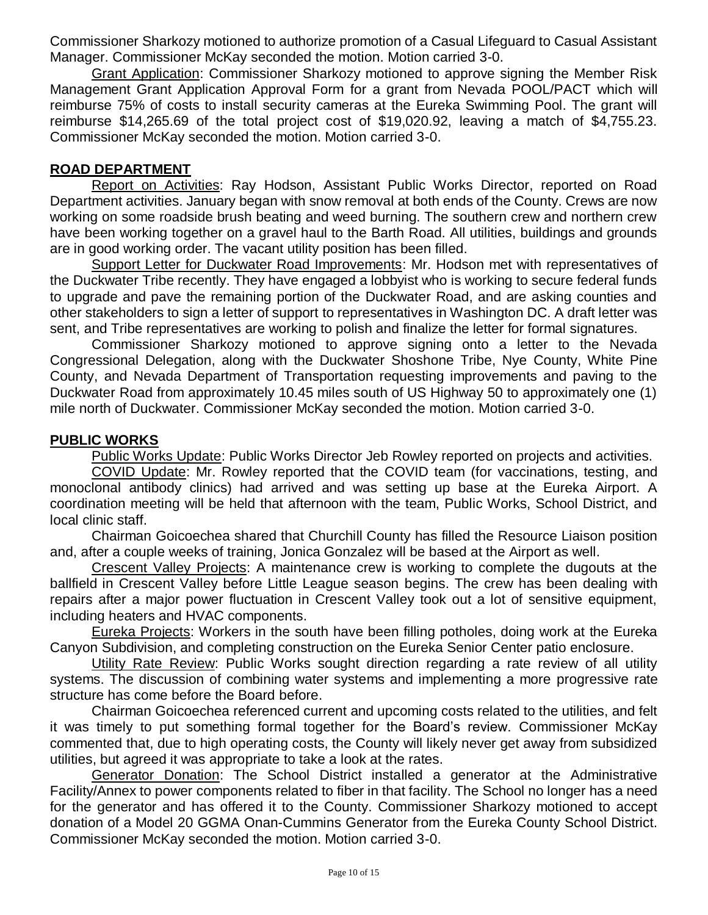Commissioner Sharkozy motioned to authorize promotion of a Casual Lifeguard to Casual Assistant Manager. Commissioner McKay seconded the motion. Motion carried 3-0.

Grant Application: Commissioner Sharkozy motioned to approve signing the Member Risk Management Grant Application Approval Form for a grant from Nevada POOL/PACT which will reimburse 75% of costs to install security cameras at the Eureka Swimming Pool. The grant will reimburse $14,265.69 of the total project cost of $19,020.92, leaving a match of $4,755.23. Commissioner McKay seconded the motion. Motion carried 3-0.

## ROAD DEPARTMENT

Report on Activities: Ray Hodson, Assistant Public Works Director, reported on Road Department activities. January began with snow removal at both ends of the County. Crews are now working on some roadside brush beating and weed burning. The southern crew and northern crew have been working together on a gravel haul to the Barth Road. All utilities, buildings and grounds are in good working order. The vacant utility position has been filled.

Support Letter for Duckwater Road Improvements: Mr. Hodson met with representatives of the Duckwater Tribe recently. They have engaged a lobbyist who is working to secure federal funds to upgrade and pave the remaining portion of the Duckwater Road, and are asking counties and other stakeholders to sign a letter of support to representatives in Washington DC. A draft letter was sent, and Tribe representatives are working to polish and finalize the letter for formal signatures.

Commissioner Sharkozy motioned to approve signing onto a letter to the Nevada Congressional Delegation, along with the Duckwater Shoshone Tribe, Nye County, White Pine County, and Nevada Department of Transportation requesting improvements and paving to the Duckwater Road from approximately 10.45 miles south of US Highway 50 to approximately one (1) mile north of Duckwater. Commissioner McKay seconded the motion. Motion carried 3-0.

## PUBLIC WORKS

Public Works Update: Public Works Director Jeb Rowley reported on projects and activities.

COVID Update: Mr. Rowley reported that the COVID team (for vaccinations, testing, and monoclonal antibody clinics) had arrived and was setting up base at the Eureka Airport. A coordination meeting will be held that afternoon with the team, Public Works, School District, and local clinic staff.

Chairman Goicoechea shared that Churchill County has filled the Resource Liaison position and, after a couple weeks of training, Jonica Gonzalez will be based at the Airport as well.

Crescent Valley Projects: A maintenance crew is working to complete the dugouts at the ballfield in Crescent Valley before Little League season begins. The crew has been dealing with repairs after a major power fluctuation in Crescent Valley took out a lot of sensitive equipment, including heaters and HVAC components.

Eureka Projects: Workers in the south have been filling potholes, doing work at the Eureka Canyon Subdivision, and completing construction on the Eureka Senior Center patio enclosure.

Utility Rate Review: Public Works sought direction regarding a rate review of all utility systems. The discussion of combining water systems and implementing a more progressive rate structure has come before the Board before.

Chairman Goicoechea referenced current and upcoming costs related to the utilities, and felt it was timely to put something formal together for the Board's review. Commissioner McKay commented that, due to high operating costs, the County will likely never get away from subsidized utilities, but agreed it was appropriate to take a look at the rates.

Generator Donation: The School District installed a generator at the Administrative Facility/Annex to power components related to fiber in that facility. The School no longer has a need for the generator and has offered it to the County. Commissioner Sharkozy motioned to accept donation of a Model 20 GGMA Onan-Cummins Generator from the Eureka County School District. Commissioner McKay seconded the motion. Motion carried 3-0.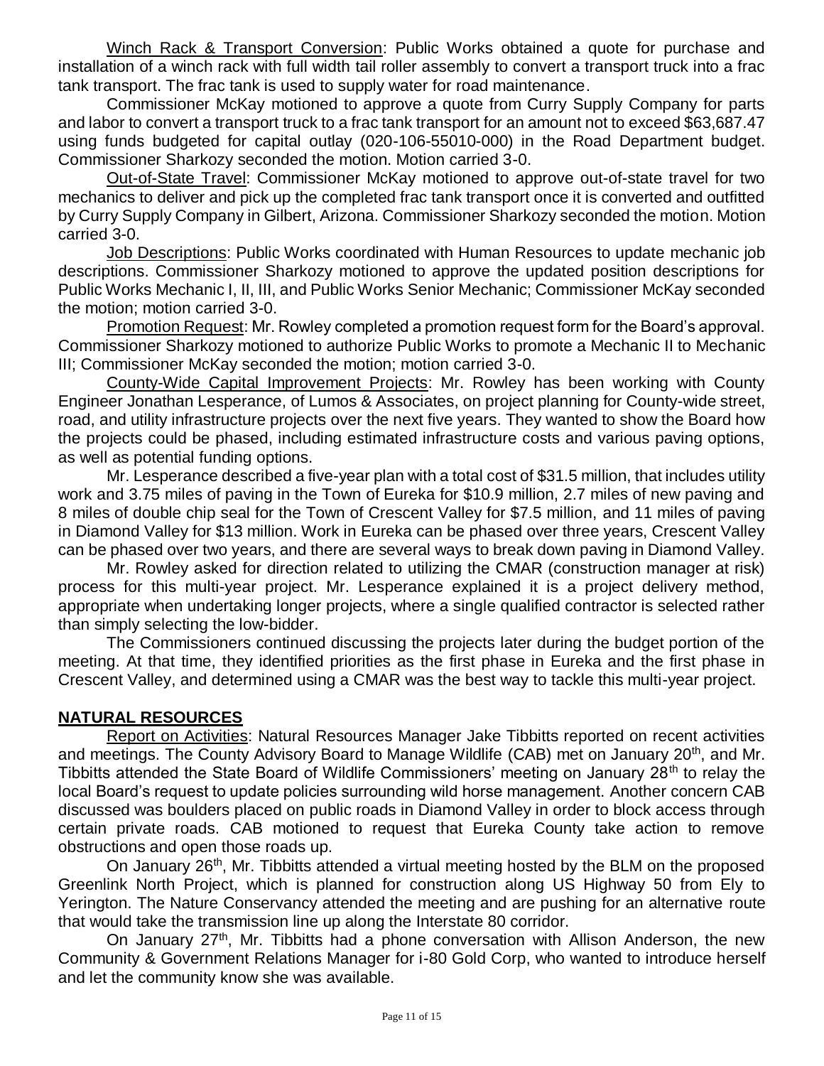Winch Rack & Transport Conversion: Public Works obtained a quote for purchase and installation of a winch rack with full width tail roller assembly to convert a transport truck into a frac tank transport. The frac tank is used to supply water for road maintenance.

Commissioner McKay motioned to approve a quote from Curry Supply Company for parts and labor to convert a transport truck to a frac tank transport for an amount not to exceed $63,687.47 using funds budgeted for capital outlay (020-106-55010-000) in the Road Department budget. Commissioner Sharkozy seconded the motion. Motion carried 3-0.

Out-of-State Travel: Commissioner McKay motioned to approve out-of-state travel for two mechanics to deliver and pick up the completed frac tank transport once it is converted and outfitted by Curry Supply Company in Gilbert, Arizona. Commissioner Sharkozy seconded the motion. Motion carried 3-0.

Job Descriptions: Public Works coordinated with Human Resources to update mechanic job descriptions. Commissioner Sharkozy motioned to approve the updated position descriptions for Public Works Mechanic I, II, III, and Public Works Senior Mechanic; Commissioner McKay seconded the motion; motion carried 3-0.

Promotion Request: Mr. Rowley completed a promotion request form for the Board's approval. Commissioner Sharkozy motioned to authorize Public Works to promote a Mechanic II to Mechanic III; Commissioner McKay seconded the motion; motion carried 3-0.

County-Wide Capital Improvement Projects: Mr. Rowley has been working with County Engineer Jonathan Lesperance, of Lumos & Associates, on project planning for County-wide street, road, and utility infrastructure projects over the next five years. They wanted to show the Board how the projects could be phased, including estimated infrastructure costs and various paving options, as well as potential funding options.

Mr. Lesperance described a five-year plan with a total cost of $31.5 million, that includes utility work and 3.75 miles of paving in the Town of Eureka for $10.9 million, 2.7 miles of new paving and 8 miles of double chip seal for the Town of Crescent Valley for $7.5 million, and 11 miles of paving in Diamond Valley for $13 million. Work in Eureka can be phased over three years, Crescent Valley can be phased over two years, and there are several ways to break down paving in Diamond Valley.

Mr. Rowley asked for direction related to utilizing the CMAR (construction manager at risk) process for this multi-year project. Mr. Lesperance explained it is a project delivery method, appropriate when undertaking longer projects, where a single qualified contractor is selected rather than simply selecting the low-bidder.

The Commissioners continued discussing the projects later during the budget portion of the meeting. At that time, they identified priorities as the first phase in Eureka and the first phase in Crescent Valley, and determined using a CMAR was the best way to tackle this multi-year project.

## NATURAL RESOURCES

Report on Activities: Natural Resources Manager Jake Tibbitts reported on recent activities and meetings. The County Advisory Board to Manage Wildlife (CAB) met on January 20th, and Mr. Tibbitts attended the State Board of Wildlife Commissioners' meeting on January 28th to relay the local Board's request to update policies surrounding wild horse management. Another concern CAB discussed was boulders placed on public roads in Diamond Valley in order to block access through certain private roads. CAB motioned to request that Eureka County take action to remove obstructions and open those roads up.

On January 26th, Mr. Tibbitts attended a virtual meeting hosted by the BLM on the proposed Greenlink North Project, which is planned for construction along US Highway 50 from Ely to Yerington. The Nature Conservancy attended the meeting and are pushing for an alternative route that would take the transmission line up along the Interstate 80 corridor.

On January 27th, Mr. Tibbitts had a phone conversation with Allison Anderson, the new Community & Government Relations Manager for i-80 Gold Corp, who wanted to introduce herself and let the community know she was available.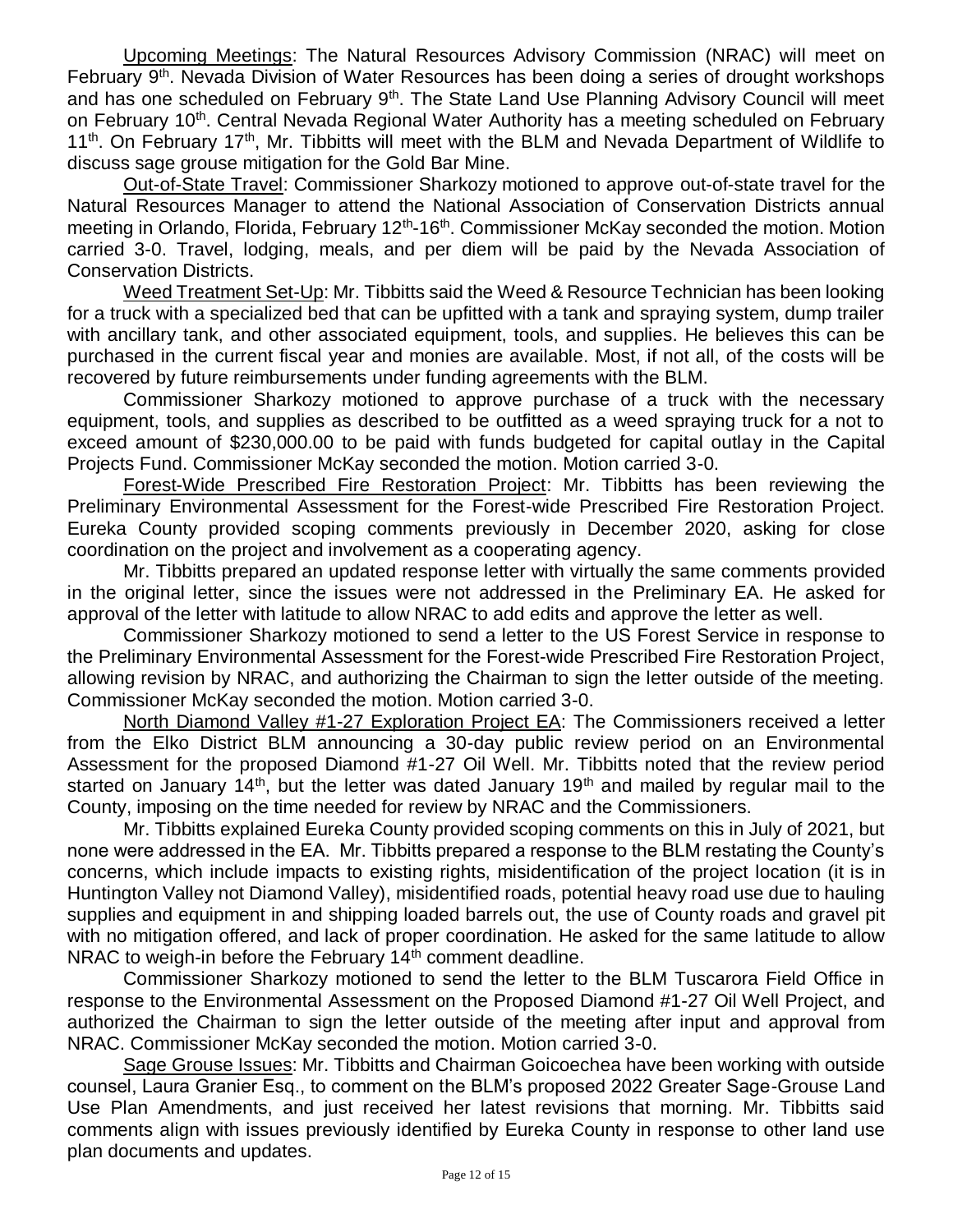Upcoming Meetings: The Natural Resources Advisory Commission (NRAC) will meet on February 9th. Nevada Division of Water Resources has been doing a series of drought workshops and has one scheduled on February 9th. The State Land Use Planning Advisory Council will meet on February 10th. Central Nevada Regional Water Authority has a meeting scheduled on February 11th. On February 17th, Mr. Tibbitts will meet with the BLM and Nevada Department of Wildlife to discuss sage grouse mitigation for the Gold Bar Mine.

Out-of-State Travel: Commissioner Sharkozy motioned to approve out-of-state travel for the Natural Resources Manager to attend the National Association of Conservation Districts annual meeting in Orlando, Florida, February 12th-16th. Commissioner McKay seconded the motion. Motion carried 3-0. Travel, lodging, meals, and per diem will be paid by the Nevada Association of Conservation Districts.

Weed Treatment Set-Up: Mr. Tibbitts said the Weed & Resource Technician has been looking for a truck with a specialized bed that can be upfitted with a tank and spraying system, dump trailer with ancillary tank, and other associated equipment, tools, and supplies. He believes this can be purchased in the current fiscal year and monies are available. Most, if not all, of the costs will be recovered by future reimbursements under funding agreements with the BLM.

Commissioner Sharkozy motioned to approve purchase of a truck with the necessary equipment, tools, and supplies as described to be outfitted as a weed spraying truck for a not to exceed amount of $230,000.00 to be paid with funds budgeted for capital outlay in the Capital Projects Fund. Commissioner McKay seconded the motion. Motion carried 3-0.

Forest-Wide Prescribed Fire Restoration Project: Mr. Tibbitts has been reviewing the Preliminary Environmental Assessment for the Forest-wide Prescribed Fire Restoration Project. Eureka County provided scoping comments previously in December 2020, asking for close coordination on the project and involvement as a cooperating agency.

Mr. Tibbitts prepared an updated response letter with virtually the same comments provided in the original letter, since the issues were not addressed in the Preliminary EA. He asked for approval of the letter with latitude to allow NRAC to add edits and approve the letter as well.

Commissioner Sharkozy motioned to send a letter to the US Forest Service in response to the Preliminary Environmental Assessment for the Forest-wide Prescribed Fire Restoration Project, allowing revision by NRAC, and authorizing the Chairman to sign the letter outside of the meeting. Commissioner McKay seconded the motion. Motion carried 3-0.

North Diamond Valley #1-27 Exploration Project EA: The Commissioners received a letter from the Elko District BLM announcing a 30-day public review period on an Environmental Assessment for the proposed Diamond #1-27 Oil Well. Mr. Tibbitts noted that the review period started on January 14th, but the letter was dated January 19th and mailed by regular mail to the County, imposing on the time needed for review by NRAC and the Commissioners.

Mr. Tibbitts explained Eureka County provided scoping comments on this in July of 2021, but none were addressed in the EA. Mr. Tibbitts prepared a response to the BLM restating the County's concerns, which include impacts to existing rights, misidentification of the project location (it is in Huntington Valley not Diamond Valley), misidentified roads, potential heavy road use due to hauling supplies and equipment in and shipping loaded barrels out, the use of County roads and gravel pit with no mitigation offered, and lack of proper coordination. He asked for the same latitude to allow NRAC to weigh-in before the February 14th comment deadline.

Commissioner Sharkozy motioned to send the letter to the BLM Tuscarora Field Office in response to the Environmental Assessment on the Proposed Diamond #1-27 Oil Well Project, and authorized the Chairman to sign the letter outside of the meeting after input and approval from NRAC. Commissioner McKay seconded the motion. Motion carried 3-0.

Sage Grouse Issues: Mr. Tibbitts and Chairman Goicoechea have been working with outside counsel, Laura Granier Esq., to comment on the BLM's proposed 2022 Greater Sage-Grouse Land Use Plan Amendments, and just received her latest revisions that morning. Mr. Tibbitts said comments align with issues previously identified by Eureka County in response to other land use plan documents and updates.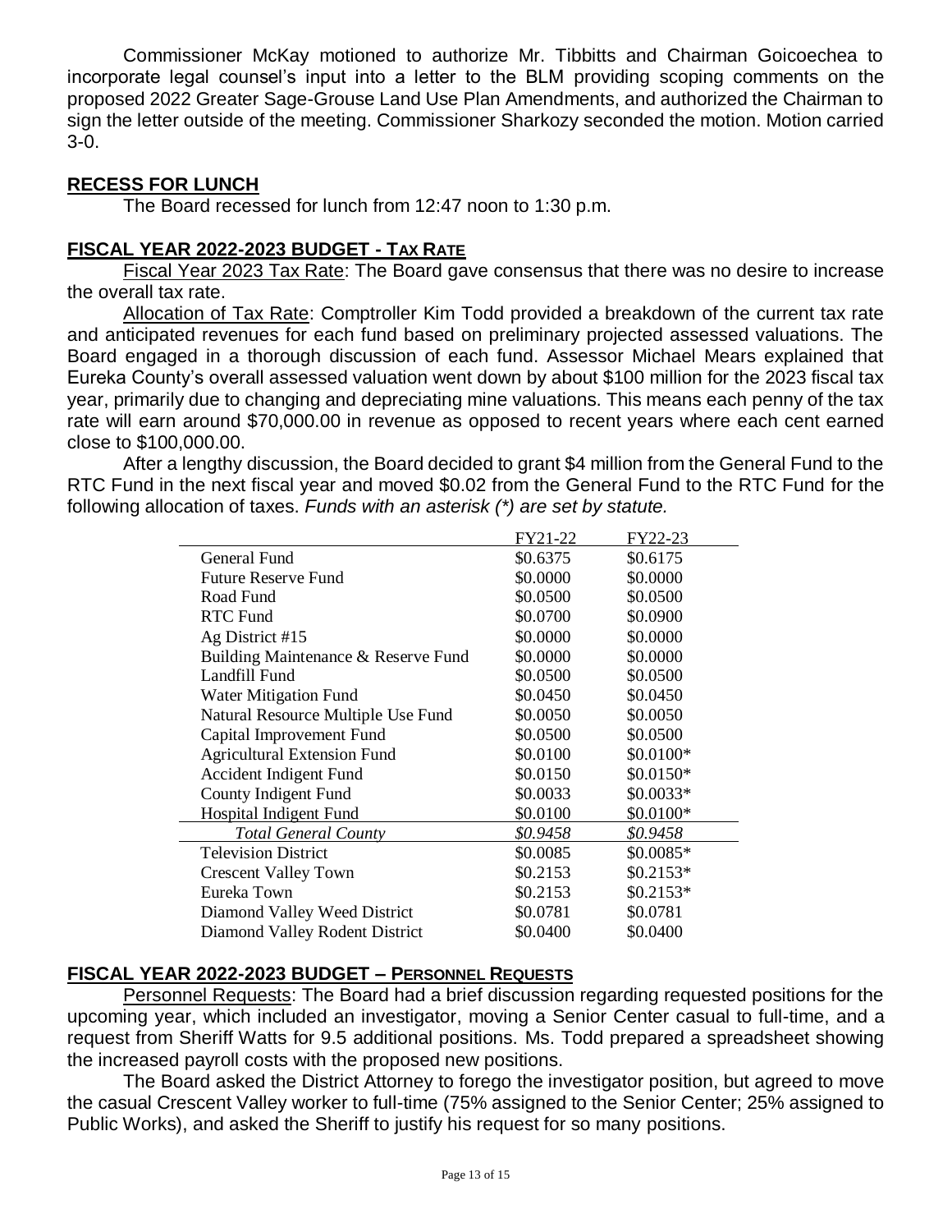Commissioner McKay motioned to authorize Mr. Tibbitts and Chairman Goicoechea to incorporate legal counsel's input into a letter to the BLM providing scoping comments on the proposed 2022 Greater Sage-Grouse Land Use Plan Amendments, and authorized the Chairman to sign the letter outside of the meeting. Commissioner Sharkozy seconded the motion. Motion carried 3-0.

## RECESS FOR LUNCH

The Board recessed for lunch from 12:47 noon to 1:30 p.m.

## FISCAL YEAR 2022-2023 BUDGET - TAX RATE

Fiscal Year 2023 Tax Rate: The Board gave consensus that there was no desire to increase the overall tax rate.

Allocation of Tax Rate: Comptroller Kim Todd provided a breakdown of the current tax rate and anticipated revenues for each fund based on preliminary projected assessed valuations. The Board engaged in a thorough discussion of each fund. Assessor Michael Mears explained that Eureka County's overall assessed valuation went down by about $100 million for the 2023 fiscal tax year, primarily due to changing and depreciating mine valuations. This means each penny of the tax rate will earn around $70,000.00 in revenue as opposed to recent years where each cent earned close to $100,000.00.

After a lengthy discussion, the Board decided to grant $4 million from the General Fund to the RTC Fund in the next fiscal year and moved $0.02 from the General Fund to the RTC Fund for the following allocation of taxes. *Funds with an asterisk (*) are set by statute.*

| | FY21-22 | FY22-23 |
|---|---|---|
| General Fund | $0.6375 | $0.6175 |
| Future Reserve Fund | $0.0000 | $0.0000 |
| Road Fund | $0.0500 | $0.0500 |
| RTC Fund | $0.0700 | $0.0900 |
| Ag District #15 | $0.0000 | $0.0000 |
| Building Maintenance & Reserve Fund | $0.0000 | $0.0000 |
| Landfill Fund | $0.0500 | $0.0500 |
| Water Mitigation Fund | $0.0450 | $0.0450 |
| Natural Resource Multiple Use Fund | $0.0050 | $0.0050 |
| Capital Improvement Fund | $0.0500 | $0.0500 |
| Agricultural Extension Fund | $0.0100 | $0.0100* |
| Accident Indigent Fund | $0.0150 | $0.0150* |
| County Indigent Fund | $0.0033 | $0.0033* |
| Hospital Indigent Fund | $0.0100 | $0.0100* |
| *Total General County* | *$0.9458* | *$0.9458* |
| Television District | $0.0085 | $0.0085* |
| Crescent Valley Town | $0.2153 | $0.2153* |
| Eureka Town | $0.2153 | $0.2153* |
| Diamond Valley Weed District | $0.0781 | $0.0781 |
| Diamond Valley Rodent District | $0.0400 | $0.0400 |

## FISCAL YEAR 2022-2023 BUDGET – PERSONNEL REQUESTS

Personnel Requests: The Board had a brief discussion regarding requested positions for the upcoming year, which included an investigator, moving a Senior Center casual to full-time, and a request from Sheriff Watts for 9.5 additional positions. Ms. Todd prepared a spreadsheet showing the increased payroll costs with the proposed new positions.

The Board asked the District Attorney to forego the investigator position, but agreed to move the casual Crescent Valley worker to full-time (75% assigned to the Senior Center; 25% assigned to Public Works), and asked the Sheriff to justify his request for so many positions.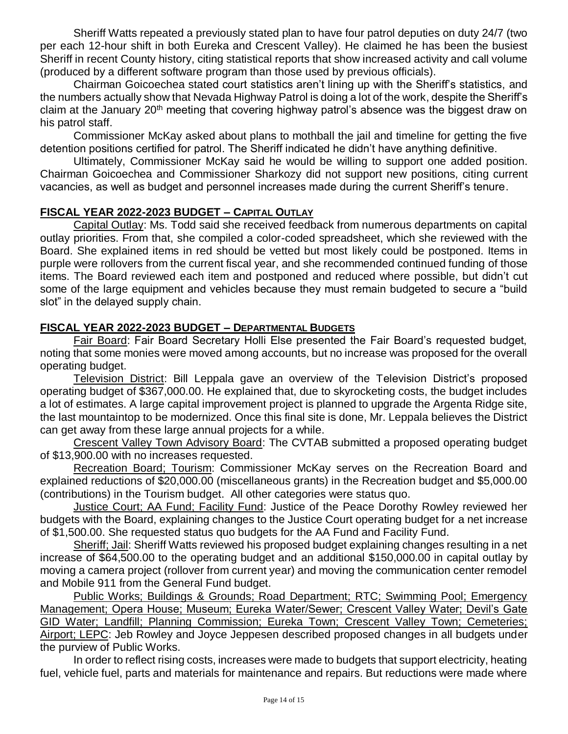Sheriff Watts repeated a previously stated plan to have four patrol deputies on duty 24/7 (two per each 12-hour shift in both Eureka and Crescent Valley). He claimed he has been the busiest Sheriff in recent County history, citing statistical reports that show increased activity and call volume (produced by a different software program than those used by previous officials).

Chairman Goicoechea stated court statistics aren't lining up with the Sheriff's statistics, and the numbers actually show that Nevada Highway Patrol is doing a lot of the work, despite the Sheriff's claim at the January 20th meeting that covering highway patrol's absence was the biggest draw on his patrol staff.

Commissioner McKay asked about plans to mothball the jail and timeline for getting the five detention positions certified for patrol. The Sheriff indicated he didn't have anything definitive.

Ultimately, Commissioner McKay said he would be willing to support one added position. Chairman Goicoechea and Commissioner Sharkozy did not support new positions, citing current vacancies, as well as budget and personnel increases made during the current Sheriff's tenure.

## FISCAL YEAR 2022-2023 BUDGET – CAPITAL OUTLAY

Capital Outlay: Ms. Todd said she received feedback from numerous departments on capital outlay priorities. From that, she compiled a color-coded spreadsheet, which she reviewed with the Board. She explained items in red should be vetted but most likely could be postponed. Items in purple were rollovers from the current fiscal year, and she recommended continued funding of those items. The Board reviewed each item and postponed and reduced where possible, but didn't cut some of the large equipment and vehicles because they must remain budgeted to secure a "build slot" in the delayed supply chain.

## FISCAL YEAR 2022-2023 BUDGET – DEPARTMENTAL BUDGETS

Fair Board: Fair Board Secretary Holli Else presented the Fair Board's requested budget, noting that some monies were moved among accounts, but no increase was proposed for the overall operating budget.

Television District: Bill Leppala gave an overview of the Television District's proposed operating budget of $367,000.00. He explained that, due to skyrocketing costs, the budget includes a lot of estimates. A large capital improvement project is planned to upgrade the Argenta Ridge site, the last mountaintop to be modernized. Once this final site is done, Mr. Leppala believes the District can get away from these large annual projects for a while.

Crescent Valley Town Advisory Board: The CVTAB submitted a proposed operating budget of $13,900.00 with no increases requested.

Recreation Board; Tourism: Commissioner McKay serves on the Recreation Board and explained reductions of $20,000.00 (miscellaneous grants) in the Recreation budget and $5,000.00 (contributions) in the Tourism budget. All other categories were status quo.

Justice Court; AA Fund; Facility Fund: Justice of the Peace Dorothy Rowley reviewed her budgets with the Board, explaining changes to the Justice Court operating budget for a net increase of $1,500.00. She requested status quo budgets for the AA Fund and Facility Fund.

Sheriff; Jail: Sheriff Watts reviewed his proposed budget explaining changes resulting in a net increase of $64,500.00 to the operating budget and an additional $150,000.00 in capital outlay by moving a camera project (rollover from current year) and moving the communication center remodel and Mobile 911 from the General Fund budget.

Public Works; Buildings & Grounds; Road Department; RTC; Swimming Pool; Emergency Management; Opera House; Museum; Eureka Water/Sewer; Crescent Valley Water; Devil's Gate GID Water; Landfill; Planning Commission; Eureka Town; Crescent Valley Town; Cemeteries; Airport; LEPC: Jeb Rowley and Joyce Jeppesen described proposed changes in all budgets under the purview of Public Works.

In order to reflect rising costs, increases were made to budgets that support electricity, heating fuel, vehicle fuel, parts and materials for maintenance and repairs. But reductions were made where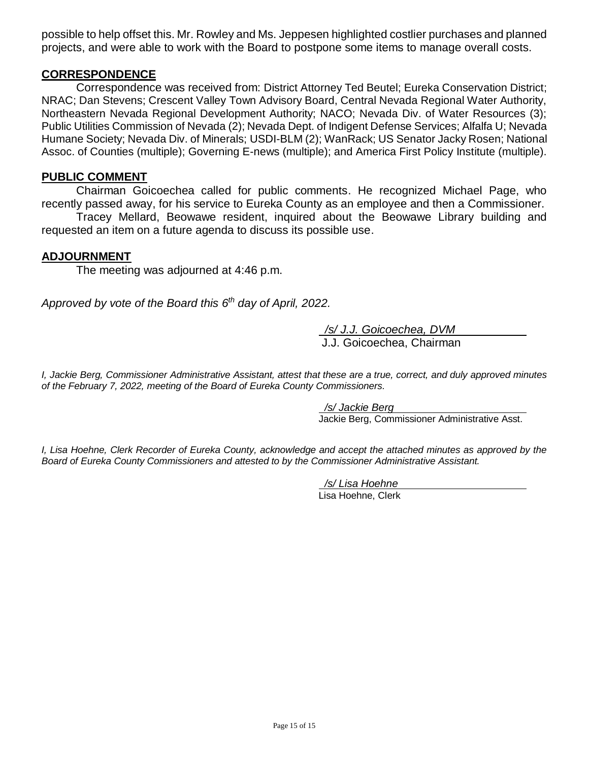possible to help offset this. Mr. Rowley and Ms. Jeppesen highlighted costlier purchases and planned projects, and were able to work with the Board to postpone some items to manage overall costs.

## CORRESPONDENCE

Correspondence was received from: District Attorney Ted Beutel; Eureka Conservation District; NRAC; Dan Stevens; Crescent Valley Town Advisory Board, Central Nevada Regional Water Authority, Northeastern Nevada Regional Development Authority; NACO; Nevada Div. of Water Resources (3); Public Utilities Commission of Nevada (2); Nevada Dept. of Indigent Defense Services; Alfalfa U; Nevada Humane Society; Nevada Div. of Minerals; USDI-BLM (2); WanRack; US Senator Jacky Rosen; National Assoc. of Counties (multiple); Governing E-news (multiple); and America First Policy Institute (multiple).

## PUBLIC COMMENT

Chairman Goicoechea called for public comments. He recognized Michael Page, who recently passed away, for his service to Eureka County as an employee and then a Commissioner.

Tracey Mellard, Beowawe resident, inquired about the Beowawe Library building and requested an item on a future agenda to discuss its possible use.

## ADJOURNMENT

The meeting was adjourned at 4:46 p.m.

*Approved by vote of the Board this 6th day of April, 2022.*

*/s/ J.J. Goicoechea, DVM*
J.J. Goicoechea, Chairman

*I, Jackie Berg, Commissioner Administrative Assistant, attest that these are a true, correct, and duly approved minutes of the February 7, 2022, meeting of the Board of Eureka County Commissioners.*

*/s/ Jackie Berg*
Jackie Berg, Commissioner Administrative Asst.

*I, Lisa Hoehne, Clerk Recorder of Eureka County, acknowledge and accept the attached minutes as approved by the Board of Eureka County Commissioners and attested to by the Commissioner Administrative Assistant.*

*/s/ Lisa Hoehne*
Lisa Hoehne, Clerk